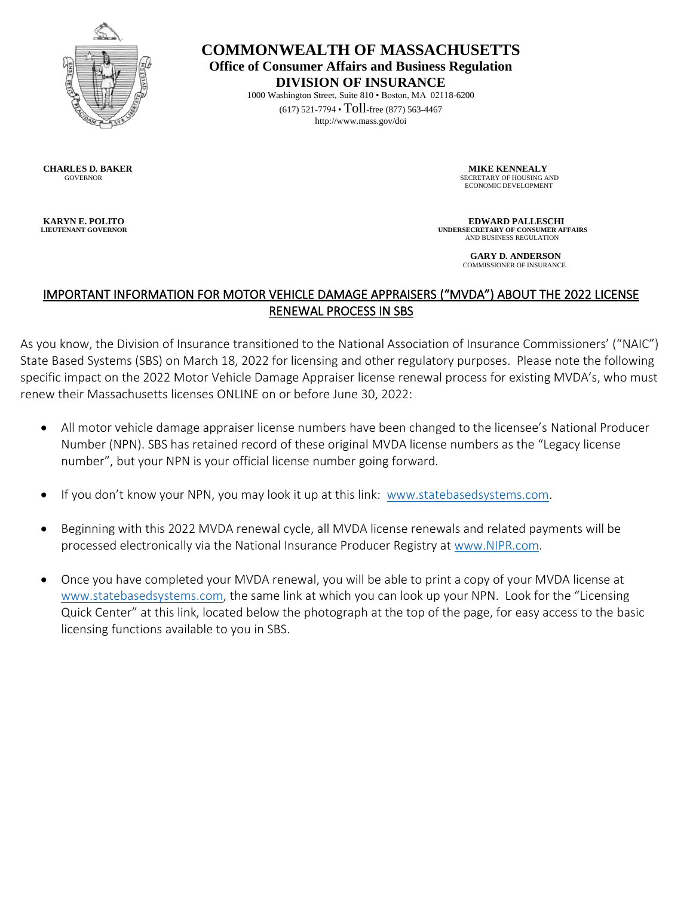# COMMONWEALTH OF MASSACHUSETTS

## Office of Consumer Affairs and Business Regulation

## DIVISION OF INSURANCE

1000 Washington Street, Suite 810 • Boston, MA 02118-6200

(617) 521-7794 • Toll-free (877) 563-4467

http://www.mass.gov/doi

**CHARLES D. BAKER**
GOVERNOR

**KARYN E. POLITO**
**LIEUTENANT GOVERNOR**

**MIKE KENNEALY**
SECRETARY OF HOUSING AND ECONOMIC DEVELOPMENT

**EDWARD PALLESCHI**
**UNDERSECRETARY OF CONSUMER AFFAIRS** AND BUSINESS REGULATION

**GARY D. ANDERSON**
COMMISSIONER OF INSURANCE

## IMPORTANT INFORMATION FOR MOTOR VEHICLE DAMAGE APPRAISERS ("MVDA") ABOUT THE 2022 LICENSE RENEWAL PROCESS IN SBS

As you know, the Division of Insurance transitioned to the National Association of Insurance Commissioners' ("NAIC") State Based Systems (SBS) on March 18, 2022 for licensing and other regulatory purposes. Please note the following specific impact on the 2022 Motor Vehicle Damage Appraiser license renewal process for existing MVDA's, who must renew their Massachusetts licenses ONLINE on or before June 30, 2022:

- All motor vehicle damage appraiser license numbers have been changed to the licensee's National Producer Number (NPN). SBS has retained record of these original MVDA license numbers as the "Legacy license number", but your NPN is your official license number going forward.
- If you don't know your NPN, you may look it up at this link: [www.statebasedsystems.com](http://www.statebasedsystems.com).
- Beginning with this 2022 MVDA renewal cycle, all MVDA license renewals and related payments will be processed electronically via the National Insurance Producer Registry at [www.NIPR.com](http://www.NIPR.com).
- Once you have completed your MVDA renewal, you will be able to print a copy of your MVDA license at [www.statebasedsystems.com](http://www.statebasedsystems.com), the same link at which you can look up your NPN. Look for the "Licensing Quick Center" at this link, located below the photograph at the top of the page, for easy access to the basic licensing functions available to you in SBS.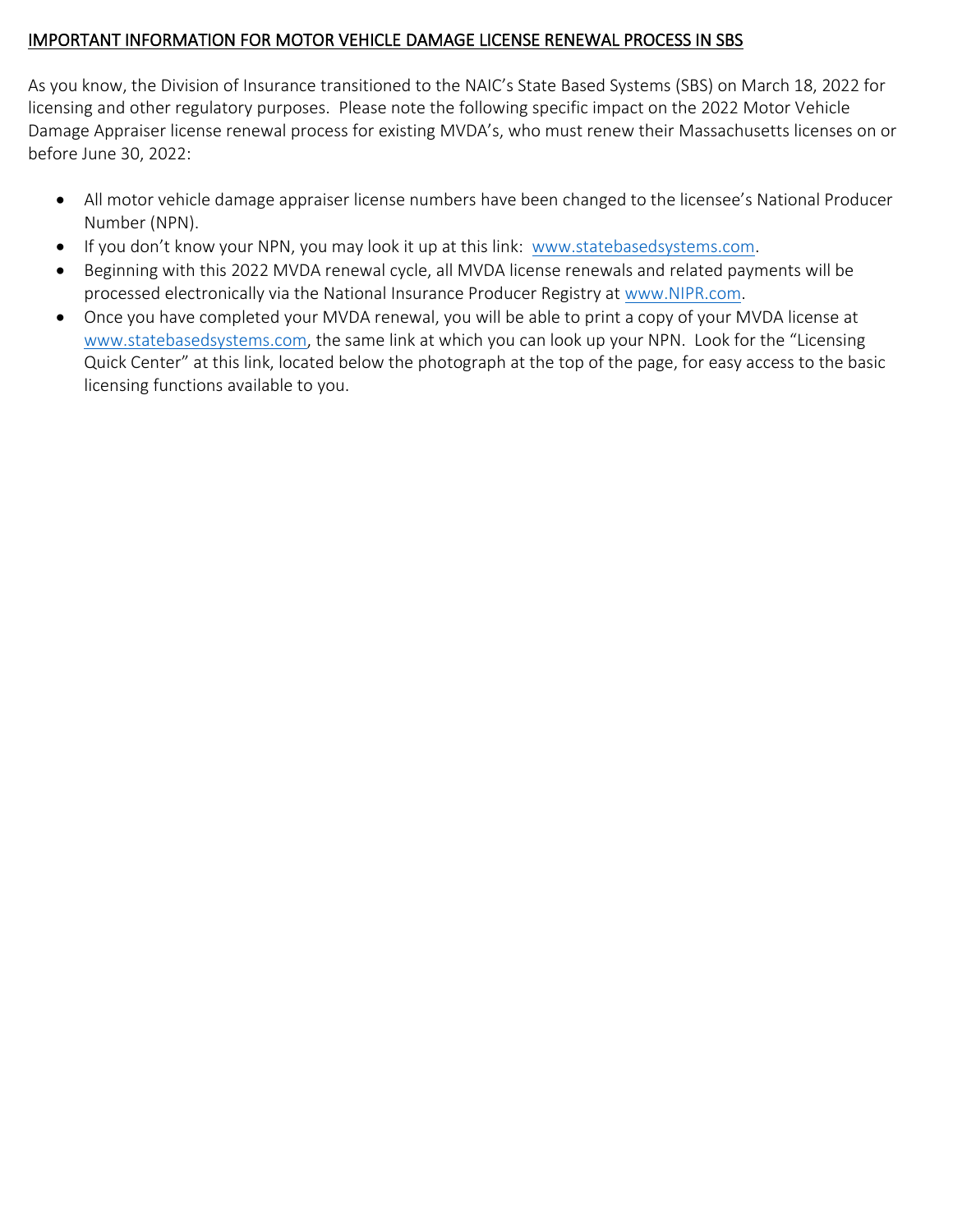<u>IMPORTANT INFORMATION FOR MOTOR VEHICLE DAMAGE LICENSE RENEWAL PROCESS IN SBS</u>

As you know, the Division of Insurance transitioned to the NAIC's State Based Systems (SBS) on March 18, 2022 for licensing and other regulatory purposes. Please note the following specific impact on the 2022 Motor Vehicle Damage Appraiser license renewal process for existing MVDA's, who must renew their Massachusetts licenses on or before June 30, 2022:

- All motor vehicle damage appraiser license numbers have been changed to the licensee's National Producer Number (NPN).
- If you don't know your NPN, you may look it up at this link: www.statebasedsystems.com.
- Beginning with this 2022 MVDA renewal cycle, all MVDA license renewals and related payments will be processed electronically via the National Insurance Producer Registry at www.NIPR.com.
- Once you have completed your MVDA renewal, you will be able to print a copy of your MVDA license at www.statebasedsystems.com, the same link at which you can look up your NPN. Look for the "Licensing Quick Center" at this link, located below the photograph at the top of the page, for easy access to the basic licensing functions available to you.